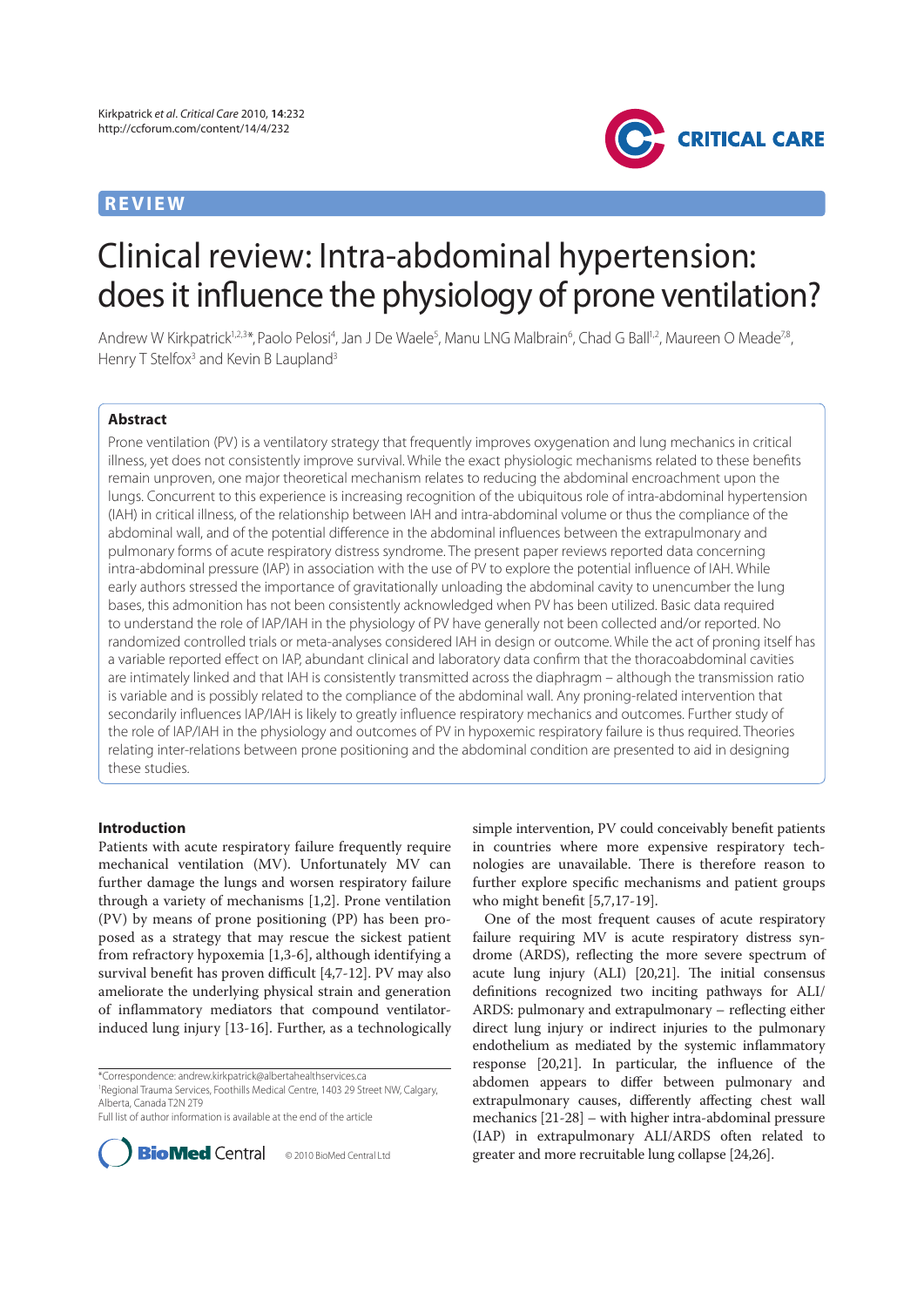REVIEW

# Clinical review: Intra-abdominal hypertension: does it influence the physiology of prone ventilation?

Andrew W Kirkpatrick[1,2,3]*, Paolo Pelosi[4], Jan J De Waele[5], Manu LNG Malbrain[6], Chad G Ball[1,2], Maureen O Meade[7,8], Henry T Stelfox[3] and Kevin B Laupland[3]

## Abstract

Prone ventilation (PV) is a ventilatory strategy that frequently improves oxygenation and lung mechanics in critical illness, yet does not consistently improve survival. While the exact physiologic mechanisms related to these benefits remain unproven, one major theoretical mechanism relates to reducing the abdominal encroachment upon the lungs. Concurrent to this experience is increasing recognition of the ubiquitous role of intra-abdominal hypertension (IAH) in critical illness, of the relationship between IAH and intra-abdominal volume or thus the compliance of the abdominal wall, and of the potential difference in the abdominal influences between the extrapulmonary and pulmonary forms of acute respiratory distress syndrome. The present paper reviews reported data concerning intra-abdominal pressure (IAP) in association with the use of PV to explore the potential influence of IAH. While early authors stressed the importance of gravitationally unloading the abdominal cavity to unencumber the lung bases, this admonition has not been consistently acknowledged when PV has been utilized. Basic data required to understand the role of IAP/IAH in the physiology of PV have generally not been collected and/or reported. No randomized controlled trials or meta-analyses considered IAH in design or outcome. While the act of proning itself has a variable reported effect on IAP, abundant clinical and laboratory data confirm that the thoracoabdominal cavities are intimately linked and that IAH is consistently transmitted across the diaphragm – although the transmission ratio is variable and is possibly related to the compliance of the abdominal wall. Any proning-related intervention that secondarily influences IAP/IAH is likely to greatly influence respiratory mechanics and outcomes. Further study of the role of IAP/IAH in the physiology and outcomes of PV in hypoxemic respiratory failure is thus required. Theories relating inter-relations between prone positioning and the abdominal condition are presented to aid in designing these studies.

## Introduction

Patients with acute respiratory failure frequently require mechanical ventilation (MV). Unfortunately MV can further damage the lungs and worsen respiratory failure through a variety of mechanisms [1,2]. Prone ventilation (PV) by means of prone positioning (PP) has been proposed as a strategy that may rescue the sickest patient from refractory hypoxemia [1,3-6], although identifying a survival benefit has proven difficult [4,7-12]. PV may also ameliorate the underlying physical strain and generation of inflammatory mediators that compound ventilator-induced lung injury [13-16]. Further, as a technologically simple intervention, PV could conceivably benefit patients in countries where more expensive respiratory technologies are unavailable. There is therefore reason to further explore specific mechanisms and patient groups who might benefit [5,7,17-19].

One of the most frequent causes of acute respiratory failure requiring MV is acute respiratory distress syndrome (ARDS), reflecting the more severe spectrum of acute lung injury (ALI) [20,21]. The initial consensus definitions recognized two inciting pathways for ALI/ARDS: pulmonary and extrapulmonary – reflecting either direct lung injury or indirect injuries to the pulmonary endothelium as mediated by the systemic inflammatory response [20,21]. In particular, the influence of the abdomen appears to differ between pulmonary and extrapulmonary causes, differently affecting chest wall mechanics [21-28] – with higher intra-abdominal pressure (IAP) in extrapulmonary ALI/ARDS often related to greater and more recruitable lung collapse [24,26].

*Correspondence: andrew.kirkpatrick@albertahealthservices.ca
[1]Regional Trauma Services, Foothills Medical Centre, 1403 29 Street NW, Calgary, Alberta, Canada T2N 2T9
Full list of author information is available at the end of the article

© 2010 BioMed Central Ltd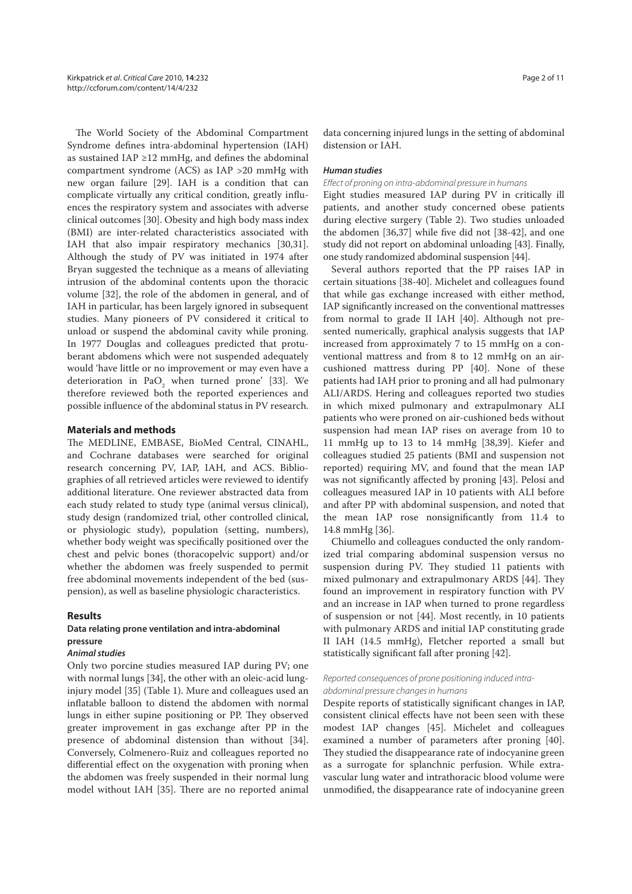The World Society of the Abdominal Compartment Syndrome defines intra-abdominal hypertension (IAH) as sustained IAP ≥12 mmHg, and defines the abdominal compartment syndrome (ACS) as IAP >20 mmHg with new organ failure [29]. IAH is a condition that can complicate virtually any critical condition, greatly influences the respiratory system and associates with adverse clinical outcomes [30]. Obesity and high body mass index (BMI) are inter-related characteristics associated with IAH that also impair respiratory mechanics [30,31]. Although the study of PV was initiated in 1974 after Bryan suggested the technique as a means of alleviating intrusion of the abdominal contents upon the thoracic volume [32], the role of the abdomen in general, and of IAH in particular, has been largely ignored in subsequent studies. Many pioneers of PV considered it critical to unload or suspend the abdominal cavity while proning. In 1977 Douglas and colleagues predicted that protuberant abdomens which were not suspended adequately would 'have little or no improvement or may even have a deterioration in $PaO_2$ when turned prone' [33]. We therefore reviewed both the reported experiences and possible influence of the abdominal status in PV research.

## Materials and methods

The MEDLINE, EMBASE, BioMed Central, CINAHL, and Cochrane databases were searched for original research concerning PV, IAP, IAH, and ACS. Bibliographies of all retrieved articles were reviewed to identify additional literature. One reviewer abstracted data from each study related to study type (animal versus clinical), study design (randomized trial, other controlled clinical, or physiologic study), population (setting, numbers), whether body weight was specifically positioned over the chest and pelvic bones (thoracopelvic support) and/or whether the abdomen was freely suspended to permit free abdominal movements independent of the bed (suspension), as well as baseline physiologic characteristics.

## Results

### Data relating prone ventilation and intra-abdominal pressure

#### *Animal studies*

Only two porcine studies measured IAP during PV; one with normal lungs [34], the other with an oleic-acid lung-injury model [35] (Table 1). Mure and colleagues used an inflatable balloon to distend the abdomen with normal lungs in either supine positioning or PP. They observed greater improvement in gas exchange after PP in the presence of abdominal distension than without [34]. Conversely, Colmenero-Ruiz and colleagues reported no differential effect on the oxygenation with proning when the abdomen was freely suspended in their normal lung model without IAH [35]. There are no reported animal data concerning injured lungs in the setting of abdominal distension or IAH.

#### *Human studies*

*Effect of proning on intra-abdominal pressure in humans*

Eight studies measured IAP during PV in critically ill patients, and another study concerned obese patients during elective surgery (Table 2). Two studies unloaded the abdomen [36,37] while five did not [38-42], and one study did not report on abdominal unloading [43]. Finally, one study randomized abdominal suspension [44].

Several authors reported that the PP raises IAP in certain situations [38-40]. Michelet and colleagues found that while gas exchange increased with either method, IAP significantly increased on the conventional mattresses from normal to grade II IAH [40]. Although not presented numerically, graphical analysis suggests that IAP increased from approximately 7 to 15 mmHg on a conventional mattress and from 8 to 12 mmHg on an air-cushioned mattress during PP [40]. None of these patients had IAH prior to proning and all had pulmonary ALI/ARDS. Hering and colleagues reported two studies in which mixed pulmonary and extrapulmonary ALI patients who were proned on air-cushioned beds without suspension had mean IAP rises on average from 10 to 11 mmHg up to 13 to 14 mmHg [38,39]. Kiefer and colleagues studied 25 patients (BMI and suspension not reported) requiring MV, and found that the mean IAP was not significantly affected by proning [43]. Pelosi and colleagues measured IAP in 10 patients with ALI before and after PP with abdominal suspension, and noted that the mean IAP rose nonsignificantly from 11.4 to 14.8 mmHg [36].

Chiumello and colleagues conducted the only randomized trial comparing abdominal suspension versus no suspension during PV. They studied 11 patients with mixed pulmonary and extrapulmonary ARDS [44]. They found an improvement in respiratory function with PV and an increase in IAP when turned to prone regardless of suspension or not [44]. Most recently, in 10 patients with pulmonary ARDS and initial IAP constituting grade II IAH (14.5 mmHg), Fletcher reported a small but statistically significant fall after proning [42].

*Reported consequences of prone positioning induced intra-abdominal pressure changes in humans*

Despite reports of statistically significant changes in IAP, consistent clinical effects have not been seen with these modest IAP changes [45]. Michelet and colleagues examined a number of parameters after proning [40]. They studied the disappearance rate of indocyanine green as a surrogate for splanchnic perfusion. While extravascular lung water and intrathoracic blood volume were unmodified, the disappearance rate of indocyanine green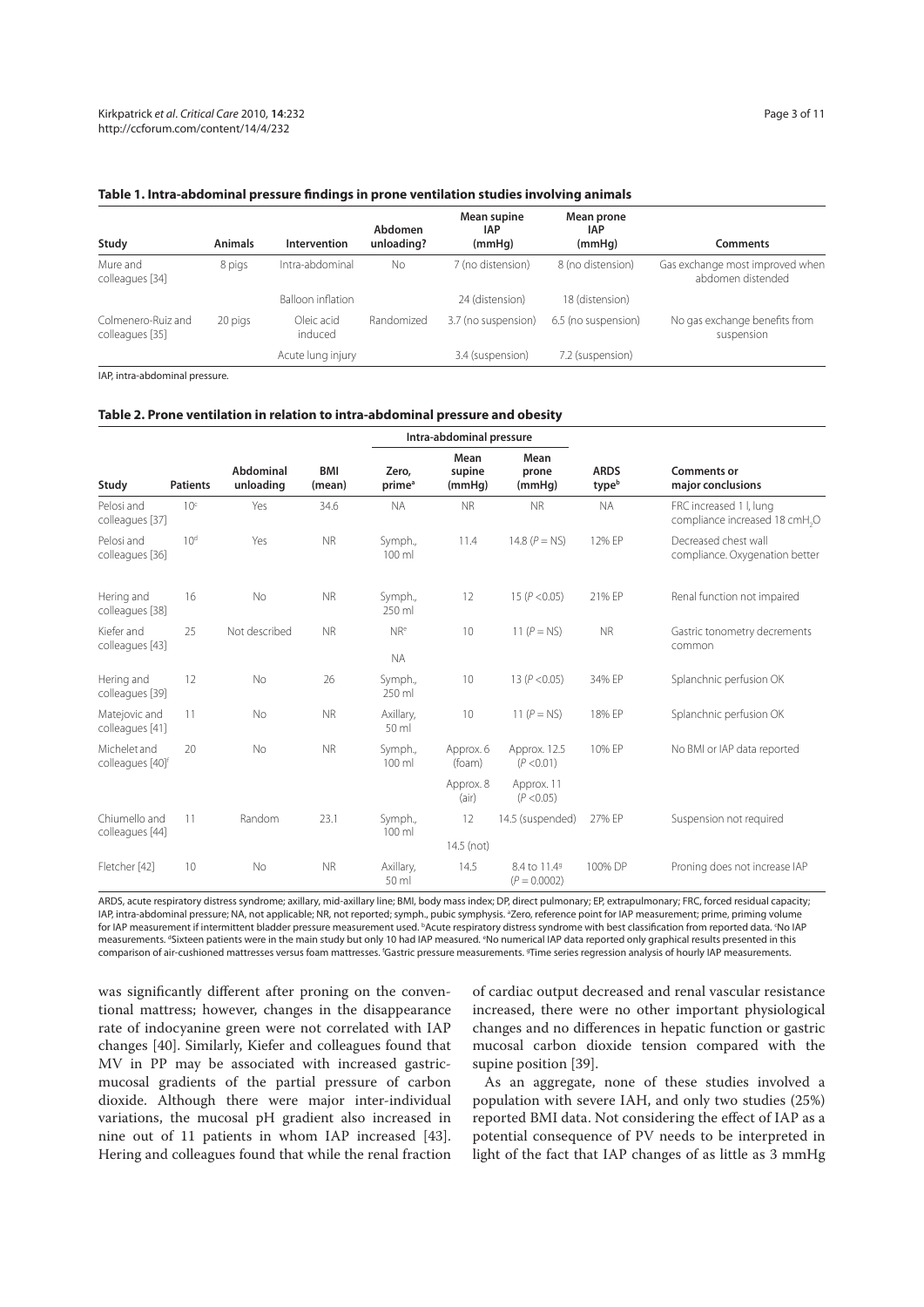**Table 1. Intra-abdominal pressure findings in prone ventilation studies involving animals**

| Study | Animals | Intervention | Abdomen unloading? | Mean supine IAP (mmHg) | Mean prone IAP (mmHg) | Comments |
|---|---|---|---|---|---|---|
| Mure and colleagues [34] | 8 pigs | Intra-abdominal | No | 7 (no distension) | 8 (no distension) | Gas exchange most improved when abdomen distended |
| | | Balloon inflation | | 24 (distension) | 18 (distension) | |
| Colmenero-Ruiz and colleagues [35] | 20 pigs | Oleic acid induced | Randomized | 3.7 (no suspension) | 6.5 (no suspension) | No gas exchange benefits from suspension |
| | | Acute lung injury | | 3.4 (suspension) | 7.2 (suspension) | |

IAP, intra-abdominal pressure.

**Table 2. Prone ventilation in relation to intra-abdominal pressure and obesity**

| | | | | Intra-abdominal pressure | | | | |
|---|---|---|---|---|---|---|---|---|
| Study | Patients | Abdominal unloading | BMI (mean) | Zero, prime[a] | Mean supine (mmHg) | Mean prone (mmHg) | ARDS type[b] | Comments or major conclusions |
| Pelosi and colleagues [37] | 10[c] | Yes | 34.6 | NA | NR | NR | NA | FRC increased 1 l, lung compliance increased 18 $cmH_2O$ |
| Pelosi and colleagues [36] | 10[d] | Yes | NR | Symph., 100 ml | 11.4 | 14.8 ($P$ = NS) | 12% EP | Decreased chest wall compliance. Oxygenation better |
| Hering and colleagues [38] | 16 | No | NR | Symph., 250 ml | 12 | 15 ($P$ <0.05) | 21% EP | Renal function not impaired |
| Kiefer and colleagues [43] | 25 | Not described | NR | NR[e] NA | 10 | 11 ($P$ = NS) | NR | Gastric tonometry decrements common |
| Hering and colleagues [39] | 12 | No | 26 | Symph., 250 ml | 10 | 13 ($P$ <0.05) | 34% EP | Splanchnic perfusion OK |
| Matejovic and colleagues [41] | 11 | No | NR | Axillary, 50 ml | 10 | 11 ($P$ = NS) | 18% EP | Splanchnic perfusion OK |
| Michelet and colleagues [40][f] | 20 | No | NR | Symph., 100 ml | Approx. 6 (foam) | Approx. 12.5 ($P$ <0.01) | 10% EP | No BMI or IAP data reported |
| | | | | | Approx. 8 (air) | Approx. 11 ($P$ <0.05) | | |
| Chiumello and colleagues [44] | 11 | Random | 23.1 | Symph., 100 ml | 12 | 14.5 (suspended) | 27% EP | Suspension not required |
| | | | | | 14.5 (not) | | | |
| Fletcher [42] | 10 | No | NR | Axillary, 50 ml | 14.5 | 8.4 to 11.4[g] ($P$ = 0.0002) | 100% DP | Proning does not increase IAP |

ARDS, acute respiratory distress syndrome; axillary, mid-axillary line; BMI, body mass index; DP, direct pulmonary; EP, extrapulmonary; FRC, forced residual capacity; IAP, intra-abdominal pressure; NA, not applicable; NR, not reported; symph., pubic symphysis. [a]Zero, reference point for IAP measurement; prime, priming volume for IAP measurement if intermittent bladder pressure measurement used. [b]Acute respiratory distress syndrome with best classification from reported data. [c]No IAP measurements. [d]Sixteen patients were in the main study but only 10 had IAP measured. [e]No numerical IAP data reported only graphical results presented in this comparison of air-cushioned mattresses versus foam mattresses. [f]Gastric pressure measurements. [g]Time series regression analysis of hourly IAP measurements.

was significantly different after proning on the conventional mattress; however, changes in the disappearance rate of indocyanine green were not correlated with IAP changes [40]. Similarly, Kiefer and colleagues found that MV in PP may be associated with increased gastric-mucosal gradients of the partial pressure of carbon dioxide. Although there were major inter-individual variations, the mucosal pH gradient also increased in nine out of 11 patients in whom IAP increased [43]. Hering and colleagues found that while the renal fraction of cardiac output decreased and renal vascular resistance increased, there were no other important physiological changes and no differences in hepatic function or gastric mucosal carbon dioxide tension compared with the supine position [39].

As an aggregate, none of these studies involved a population with severe IAH, and only two studies (25%) reported BMI data. Not considering the effect of IAP as a potential consequence of PV needs to be interpreted in light of the fact that IAP changes of as little as 3 mmHg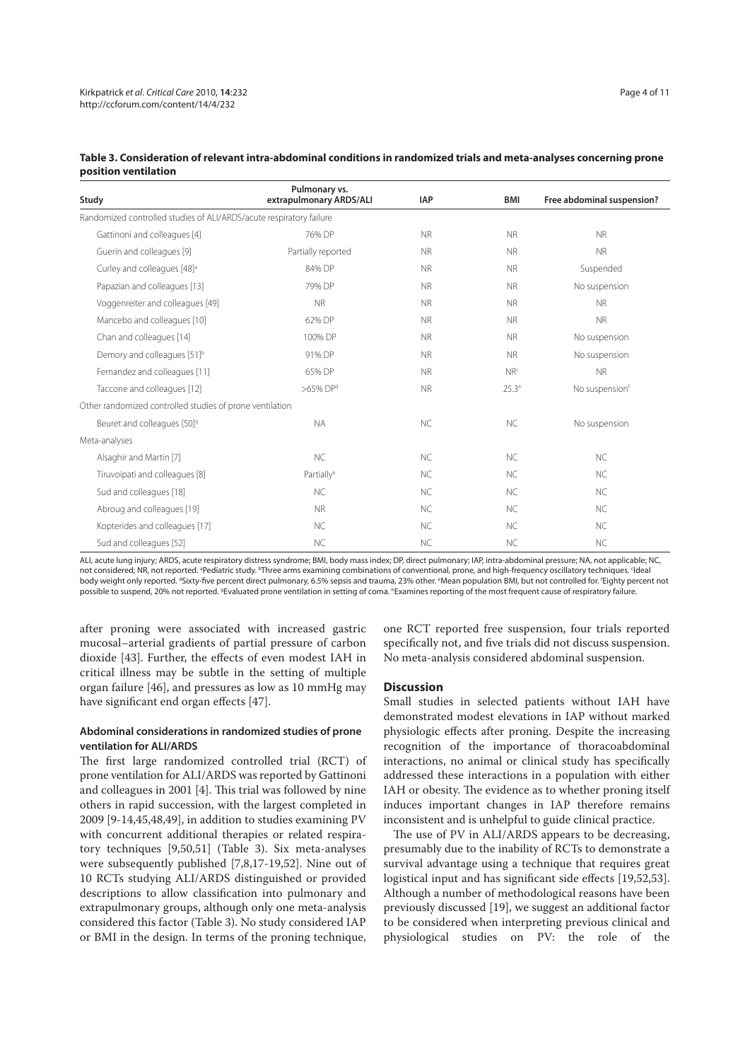**Table 3. Consideration of relevant intra-abdominal conditions in randomized trials and meta-analyses concerning prone position ventilation**

| Study | Pulmonary vs. extrapulmonary ARDS/ALI | IAP | BMI | Free abdominal suspension? |
|---|---|---|---|---|
| Randomized controlled studies of ALI/ARDS/acute respiratory failure | | | | |
| Gattinoni and colleagues [4] | 76% DP | NR | NR | NR |
| Guerin and colleagues [9] | Partially reported | NR | NR | NR |
| Curley and colleagues [48][a] | 84% DP | NR | NR | Suspended |
| Papazian and colleagues [13] | 79% DP | NR | NR | No suspension |
| Voggenreiter and colleagues [49] | NR | NR | NR | NR |
| Mancebo and colleagues [10] | 62% DP | NR | NR | NR |
| Chan and colleagues [14] | 100% DP | NR | NR | No suspension |
| Demory and colleagues [51][b] | 91% DP | NR | NR | No suspension |
| Fernandez and colleagues [11] | 65% DP | NR | NR[c] | NR |
| Taccone and colleagues [12] | >65% DP[d] | NR | 25.3[e] | No suspension[f] |
| Other randomized controlled studies of prone ventilation | | | | |
| Beuret and colleagues [50][g] | NA | NC | NC | No suspension |
| Meta-analyses | | | | |
| Alsaghir and Martin [7] | NC | NC | NC | NC |
| Tiruvoipati and colleagues [8] | Partially[h] | NC | NC | NC |
| Sud and colleagues [18] | NC | NC | NC | NC |
| Abroug and colleagues [19] | NR | NC | NC | NC |
| Kopterides and colleagues [17] | NC | NC | NC | NC |
| Sud and colleagues [52] | NC | NC | NC | NC |

ALI, acute lung injury; ARDS, acute respiratory distress syndrome; BMI, body mass index; DP, direct pulmonary; IAP, intra-abdominal pressure; NA, not applicable; NC, not considered; NR, not reported. [a]Pediatric study. [b]Three arms examining combinations of conventional, prone, and high-frequency oscillatory techniques. [c]Ideal body weight only reported. [d]Sixty-five percent direct pulmonary, 6.5% sepsis and trauma, 23% other. [e]Mean population BMI, but not controlled for. [f]Eighty percent not possible to suspend, 20% not reported. [g]Evaluated prone ventilation in setting of coma. [h]Examines reporting of the most frequent cause of respiratory failure.

after proning were associated with increased gastric mucosal–arterial gradients of partial pressure of carbon dioxide [43]. Further, the effects of even modest IAH in critical illness may be subtle in the setting of multiple organ failure [46], and pressures as low as 10 mmHg may have significant end organ effects [47].

### Abdominal considerations in randomized studies of prone ventilation for ALI/ARDS

The first large randomized controlled trial (RCT) of prone ventilation for ALI/ARDS was reported by Gattinoni and colleagues in 2001 [4]. This trial was followed by nine others in rapid succession, with the largest completed in 2009 [9-14,45,48,49], in addition to studies examining PV with concurrent additional therapies or related respiratory techniques [9,50,51] (Table 3). Six meta-analyses were subsequently published [7,8,17-19,52]. Nine out of 10 RCTs studying ALI/ARDS distinguished or provided descriptions to allow classification into pulmonary and extrapulmonary groups, although only one meta-analysis considered this factor (Table 3). No study considered IAP or BMI in the design. In terms of the proning technique, one RCT reported free suspension, four trials reported specifically not, and five trials did not discuss suspension. No meta-analysis considered abdominal suspension.

## Discussion

Small studies in selected patients without IAH have demonstrated modest elevations in IAP without marked physiologic effects after proning. Despite the increasing recognition of the importance of thoracoabdominal interactions, no animal or clinical study has specifically addressed these interactions in a population with either IAH or obesity. The evidence as to whether proning itself induces important changes in IAP therefore remains inconsistent and is unhelpful to guide clinical practice.

The use of PV in ALI/ARDS appears to be decreasing, presumably due to the inability of RCTs to demonstrate a survival advantage using a technique that requires great logistical input and has significant side effects [19,52,53]. Although a number of methodological reasons have been previously discussed [19], we suggest an additional factor to be considered when interpreting previous clinical and physiological studies on PV: the role of the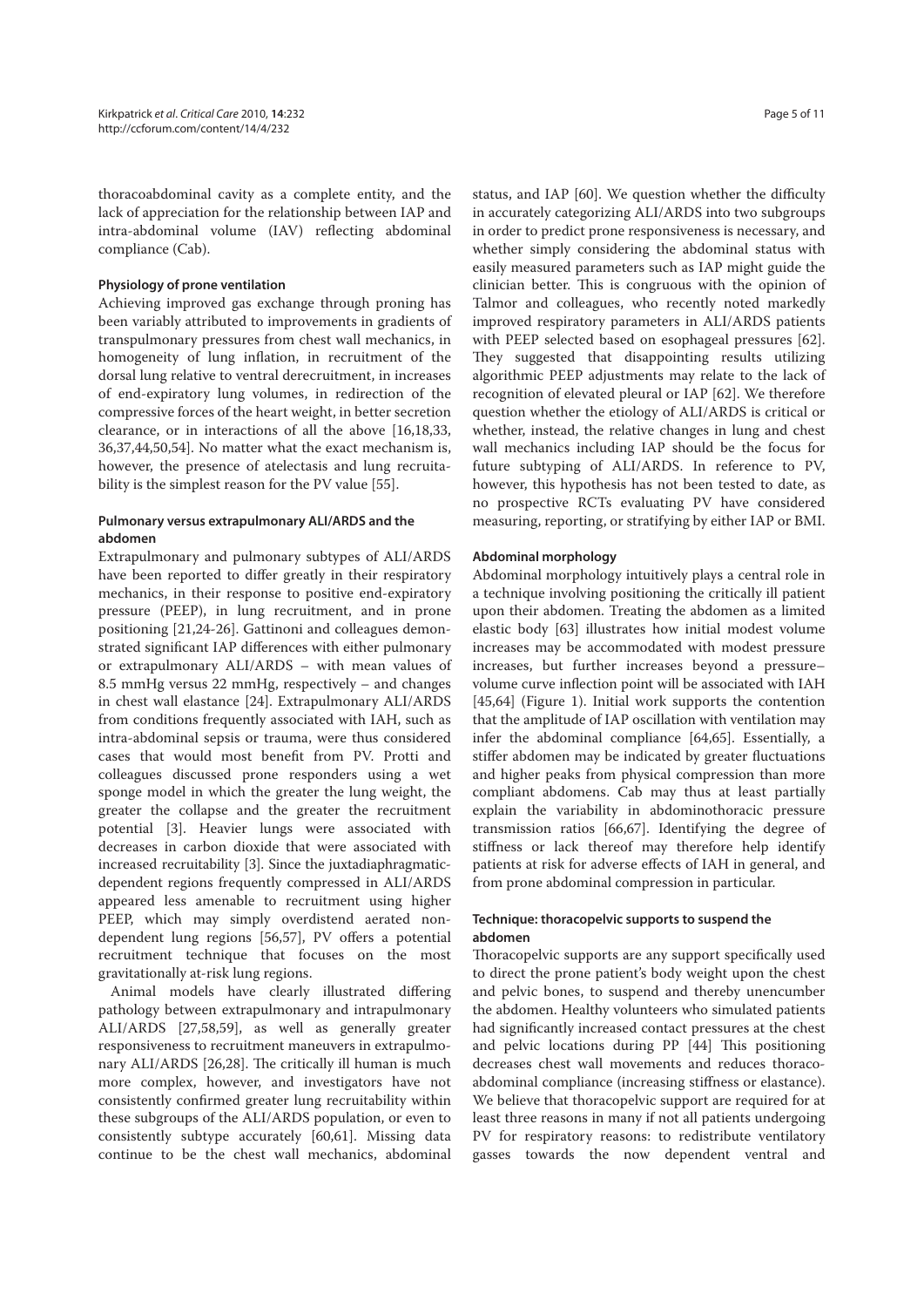thoracoabdominal cavity as a complete entity, and the lack of appreciation for the relationship between IAP and intra-abdominal volume (IAV) reflecting abdominal compliance (Cab).

### Physiology of prone ventilation

Achieving improved gas exchange through proning has been variably attributed to improvements in gradients of transpulmonary pressures from chest wall mechanics, in homogeneity of lung inflation, in recruitment of the dorsal lung relative to ventral derecruitment, in increases of end-expiratory lung volumes, in redirection of the compressive forces of the heart weight, in better secretion clearance, or in interactions of all the above [16,18,33, 36,37,44,50,54]. No matter what the exact mechanism is, however, the presence of atelectasis and lung recruitability is the simplest reason for the PV value [55].

### Pulmonary versus extrapulmonary ALI/ARDS and the abdomen

Extrapulmonary and pulmonary subtypes of ALI/ARDS have been reported to differ greatly in their respiratory mechanics, in their response to positive end-expiratory pressure (PEEP), in lung recruitment, and in prone positioning [21,24-26]. Gattinoni and colleagues demonstrated significant IAP differences with either pulmonary or extrapulmonary ALI/ARDS – with mean values of 8.5 mmHg versus 22 mmHg, respectively – and changes in chest wall elastance [24]. Extrapulmonary ALI/ARDS from conditions frequently associated with IAH, such as intra-abdominal sepsis or trauma, were thus considered cases that would most benefit from PV. Protti and colleagues discussed prone responders using a wet sponge model in which the greater the lung weight, the greater the collapse and the greater the recruitment potential [3]. Heavier lungs were associated with decreases in carbon dioxide that were associated with increased recruitability [3]. Since the juxtadiaphragmatic-dependent regions frequently compressed in ALI/ARDS appeared less amenable to recruitment using higher PEEP, which may simply overdistend aerated non-dependent lung regions [56,57], PV offers a potential recruitment technique that focuses on the most gravitationally at-risk lung regions.

Animal models have clearly illustrated differing pathology between extrapulmonary and intrapulmonary ALI/ARDS [27,58,59], as well as generally greater responsiveness to recruitment maneuvers in extrapulmonary ALI/ARDS [26,28]. The critically ill human is much more complex, however, and investigators have not consistently confirmed greater lung recruitability within these subgroups of the ALI/ARDS population, or even to consistently subtype accurately [60,61]. Missing data continue to be the chest wall mechanics, abdominal status, and IAP [60]. We question whether the difficulty in accurately categorizing ALI/ARDS into two subgroups in order to predict prone responsiveness is necessary, and whether simply considering the abdominal status with easily measured parameters such as IAP might guide the clinician better. This is congruous with the opinion of Talmor and colleagues, who recently noted markedly improved respiratory parameters in ALI/ARDS patients with PEEP selected based on esophageal pressures [62]. They suggested that disappointing results utilizing algorithmic PEEP adjustments may relate to the lack of recognition of elevated pleural or IAP [62]. We therefore question whether the etiology of ALI/ARDS is critical or whether, instead, the relative changes in lung and chest wall mechanics including IAP should be the focus for future subtyping of ALI/ARDS. In reference to PV, however, this hypothesis has not been tested to date, as no prospective RCTs evaluating PV have considered measuring, reporting, or stratifying by either IAP or BMI.

### Abdominal morphology

Abdominal morphology intuitively plays a central role in a technique involving positioning the critically ill patient upon their abdomen. Treating the abdomen as a limited elastic body [63] illustrates how initial modest volume increases may be accommodated with modest pressure increases, but further increases beyond a pressure–volume curve inflection point will be associated with IAH [45,64] (Figure 1). Initial work supports the contention that the amplitude of IAP oscillation with ventilation may infer the abdominal compliance [64,65]. Essentially, a stiffer abdomen may be indicated by greater fluctuations and higher peaks from physical compression than more compliant abdomens. Cab may thus at least partially explain the variability in abdominothoracic pressure transmission ratios [66,67]. Identifying the degree of stiffness or lack thereof may therefore help identify patients at risk for adverse effects of IAH in general, and from prone abdominal compression in particular.

### Technique: thoracopelvic supports to suspend the abdomen

Thoracopelvic supports are any support specifically used to direct the prone patient's body weight upon the chest and pelvic bones, to suspend and thereby unencumber the abdomen. Healthy volunteers who simulated patients had significantly increased contact pressures at the chest and pelvic locations during PP [44] This positioning decreases chest wall movements and reduces thoracoabdominal compliance (increasing stiffness or elastance). We believe that thoracopelvic support are required for at least three reasons in many if not all patients undergoing PV for respiratory reasons: to redistribute ventilatory gasses towards the now dependent ventral and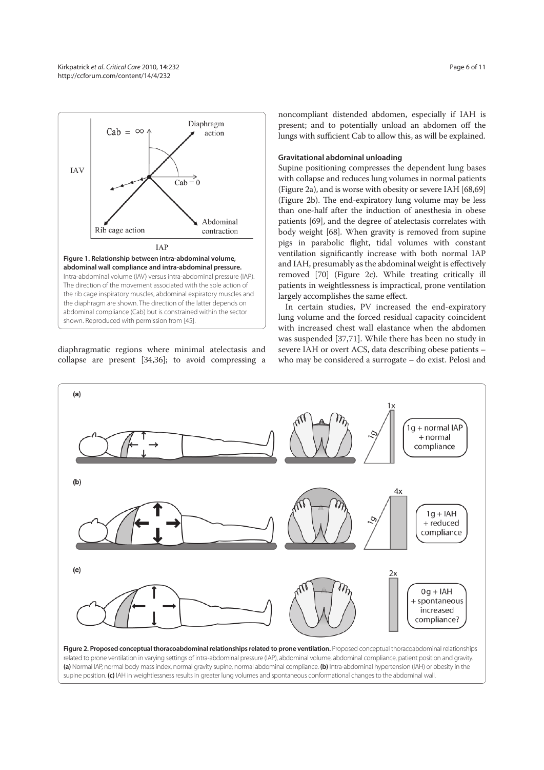Figure 1. Relationship between intra-abdominal volume, abdominal wall compliance and intra-abdominal pressure. Intra-abdominal volume (IAV) versus intra-abdominal pressure (IAP). The direction of the movement associated with the sole action of the rib cage inspiratory muscles, abdominal expiratory muscles and the diaphragm are shown. The direction of the latter depends on abdominal compliance (Cab) but is constrained within the sector shown. Reproduced with permission from [45].

diaphragmatic regions where minimal atelectasis and collapse are present [34,36]; to avoid compressing a noncompliant distended abdomen, especially if IAH is present; and to potentially unload an abdomen off the lungs with sufficient Cab to allow this, as will be explained.

#### Gravitational abdominal unloading

Supine positioning compresses the dependent lung bases with collapse and reduces lung volumes in normal patients (Figure 2a), and is worse with obesity or severe IAH [68,69] (Figure 2b). The end-expiratory lung volume may be less than one-half after the induction of anesthesia in obese patients [69], and the degree of atelectasis correlates with body weight [68]. When gravity is removed from supine pigs in parabolic flight, tidal volumes with constant ventilation significantly increase with both normal IAP and IAH, presumably as the abdominal weight is effectively removed [70] (Figure 2c). While treating critically ill patients in weightlessness is impractical, prone ventilation largely accomplishes the same effect.

In certain studies, PV increased the end-expiratory lung volume and the forced residual capacity coincident with increased chest wall elastance when the abdomen was suspended [37,71]. While there has been no study in severe IAH or overt ACS, data describing obese patients – who may be considered a surrogate – do exist. Pelosi and

**Figure 2. Proposed conceptual thoracoabdominal relationships related to prone ventilation.** Proposed conceptual thoracoabdominal relationships related to prone ventilation in varying settings of intra-abdominal pressure (IAP), abdominal volume, abdominal compliance, patient position and gravity. **(a)** Normal IAP, normal body mass index, normal gravity supine, normal abdominal compliance. **(b)** Intra-abdominal hypertension (IAH) or obesity in the supine position. **(c)** IAH in weightlessness results in greater lung volumes and spontaneous conformational changes to the abdominal wall.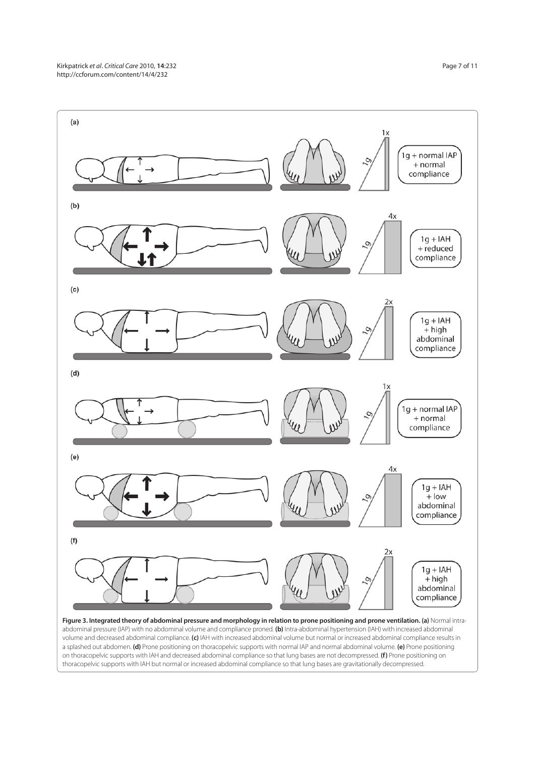**Figure 3. Integrated theory of abdominal pressure and morphology in relation to prone positioning and prone ventilation. (a)** Normal intra-abdominal pressure (IAP) with no abdominal volume and compliance proned. **(b)** Intra-abdominal hypertension (IAH) with increased abdominal volume and decreased abdominal compliance. **(c)** IAH with increased abdominal volume but normal or increased abdominal compliance results in a splashed out abdomen. **(d)** Prone positioning on thoracopelvic supports with normal IAP and normal abdominal volume. **(e)** Prone positioning on thoracopelvic supports with IAH and decreased abdominal compliance so that lung bases are not decompressed. **(f)** Prone positioning on thoracopelvic supports with IAH but normal or increased abdominal compliance so that lung bases are gravitationally decompressed.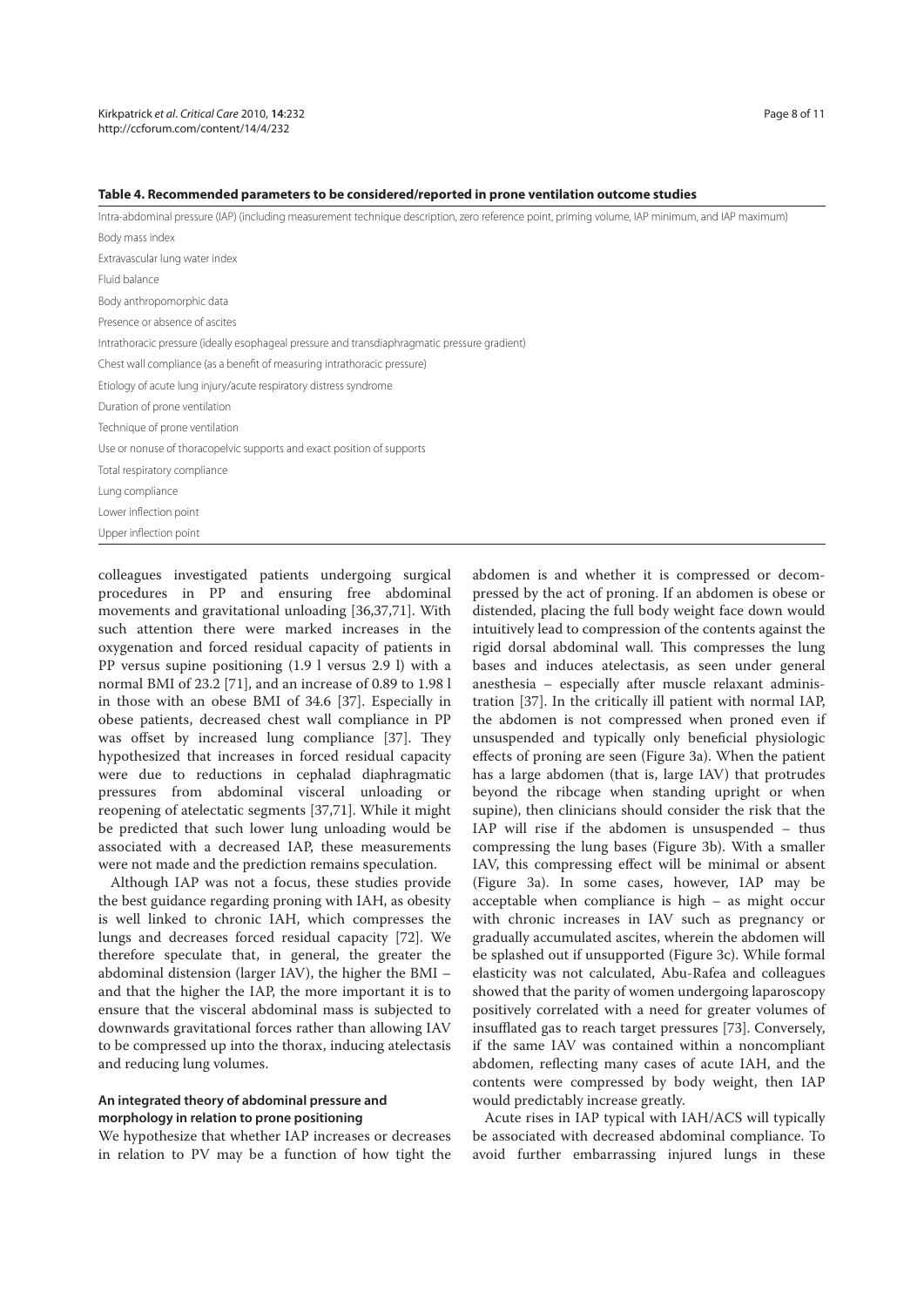**Table 4. Recommended parameters to be considered/reported in prone ventilation outcome studies**

| |
|---|
| Intra-abdominal pressure (IAP) (including measurement technique description, zero reference point, priming volume, IAP minimum, and IAP maximum) |
| Body mass index |
| Extravascular lung water index |
| Fluid balance |
| Body anthropomorphic data |
| Presence or absence of ascites |
| Intrathoracic pressure (ideally esophageal pressure and transdiaphragmatic pressure gradient) |
| Chest wall compliance (as a benefit of measuring intrathoracic pressure) |
| Etiology of acute lung injury/acute respiratory distress syndrome |
| Duration of prone ventilation |
| Technique of prone ventilation |
| Use or nonuse of thoracopelvic supports and exact position of supports |
| Total respiratory compliance |
| Lung compliance |
| Lower inflection point |
| Upper inflection point |

colleagues investigated patients undergoing surgical procedures in PP and ensuring free abdominal movements and gravitational unloading [36,37,71]. With such attention there were marked increases in the oxygenation and forced residual capacity of patients in PP versus supine positioning (1.9 l versus 2.9 l) with a normal BMI of 23.2 [71], and an increase of 0.89 to 1.98 l in those with an obese BMI of 34.6 [37]. Especially in obese patients, decreased chest wall compliance in PP was offset by increased lung compliance [37]. They hypothesized that increases in forced residual capacity were due to reductions in cephalad diaphragmatic pressures from abdominal visceral unloading or reopening of atelectatic segments [37,71]. While it might be predicted that such lower lung unloading would be associated with a decreased IAP, these measurements were not made and the prediction remains speculation.

Although IAP was not a focus, these studies provide the best guidance regarding proning with IAH, as obesity is well linked to chronic IAH, which compresses the lungs and decreases forced residual capacity [72]. We therefore speculate that, in general, the greater the abdominal distension (larger IAV), the higher the BMI – and that the higher the IAP, the more important it is to ensure that the visceral abdominal mass is subjected to downwards gravitational forces rather than allowing IAV to be compressed up into the thorax, inducing atelectasis and reducing lung volumes.

### An integrated theory of abdominal pressure and morphology in relation to prone positioning

We hypothesize that whether IAP increases or decreases in relation to PV may be a function of how tight the abdomen is and whether it is compressed or decompressed by the act of proning. If an abdomen is obese or distended, placing the full body weight face down would intuitively lead to compression of the contents against the rigid dorsal abdominal wall. This compresses the lung bases and induces atelectasis, as seen under general anesthesia – especially after muscle relaxant administration [37]. In the critically ill patient with normal IAP, the abdomen is not compressed when proned even if unsuspended and typically only beneficial physiologic effects of proning are seen (Figure 3a). When the patient has a large abdomen (that is, large IAV) that protrudes beyond the ribcage when standing upright or when supine), then clinicians should consider the risk that the IAP will rise if the abdomen is unsuspended – thus compressing the lung bases (Figure 3b). With a smaller IAV, this compressing effect will be minimal or absent (Figure 3a). In some cases, however, IAP may be acceptable when compliance is high – as might occur with chronic increases in IAV such as pregnancy or gradually accumulated ascites, wherein the abdomen will be splashed out if unsupported (Figure 3c). While formal elasticity was not calculated, Abu-Rafea and colleagues showed that the parity of women undergoing laparoscopy positively correlated with a need for greater volumes of insufflated gas to reach target pressures [73]. Conversely, if the same IAV was contained within a noncompliant abdomen, reflecting many cases of acute IAH, and the contents were compressed by body weight, then IAP would predictably increase greatly.

Acute rises in IAP typical with IAH/ACS will typically be associated with decreased abdominal compliance. To avoid further embarrassing injured lungs in these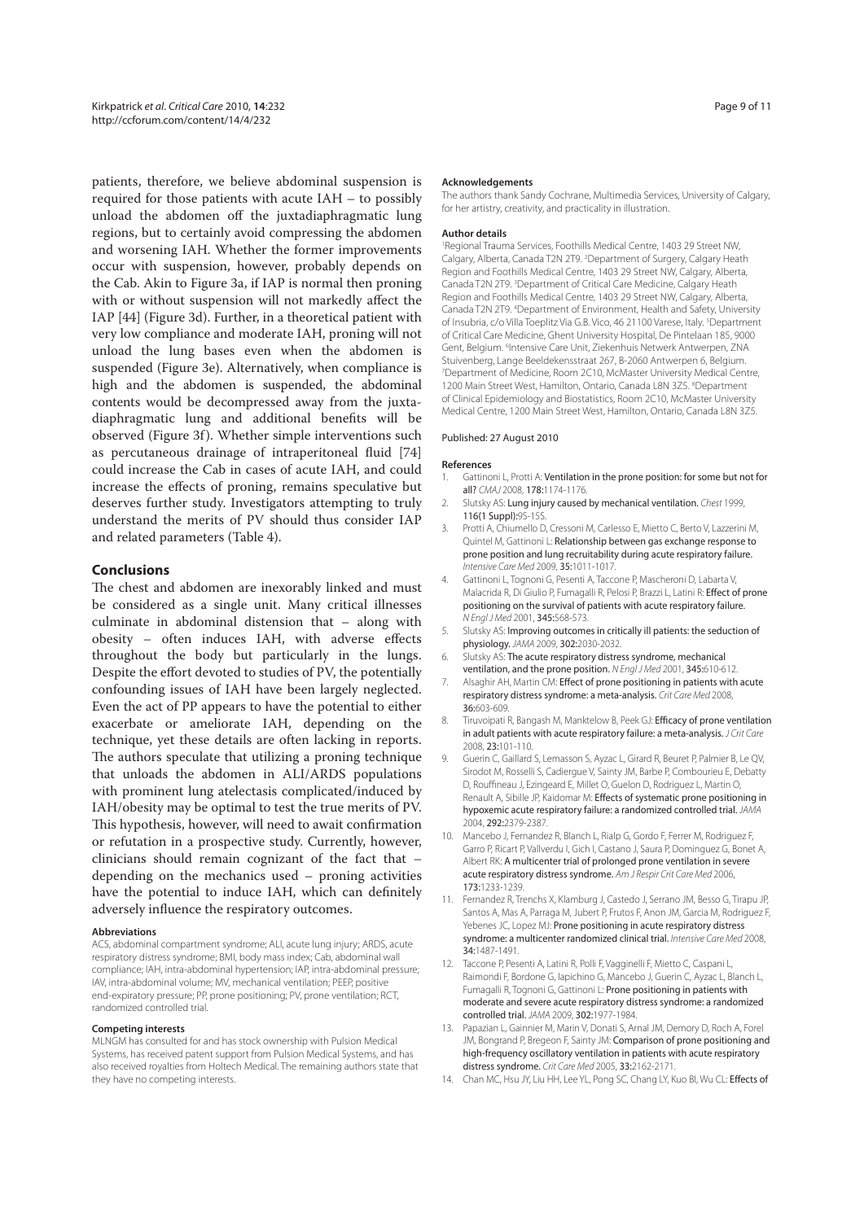patients, therefore, we believe abdominal suspension is required for those patients with acute IAH – to possibly unload the abdomen off the juxtadiaphragmatic lung regions, but to certainly avoid compressing the abdomen and worsening IAH. Whether the former improvements occur with suspension, however, probably depends on the Cab. Akin to Figure 3a, if IAP is normal then proning with or without suspension will not markedly affect the IAP [44] (Figure 3d). Further, in a theoretical patient with very low compliance and moderate IAH, proning will not unload the lung bases even when the abdomen is suspended (Figure 3e). Alternatively, when compliance is high and the abdomen is suspended, the abdominal contents would be decompressed away from the juxtadiaphragmatic lung and additional benefits will be observed (Figure 3f). Whether simple interventions such as percutaneous drainage of intraperitoneal fluid [74] could increase the Cab in cases of acute IAH, and could increase the effects of proning, remains speculative but deserves further study. Investigators attempting to truly understand the merits of PV should thus consider IAP and related parameters (Table 4).

## Conclusions

The chest and abdomen are inexorably linked and must be considered as a single unit. Many critical illnesses culminate in abdominal distension that – along with obesity – often induces IAH, with adverse effects throughout the body but particularly in the lungs. Despite the effort devoted to studies of PV, the potentially confounding issues of IAH have been largely neglected. Even the act of PP appears to have the potential to either exacerbate or ameliorate IAH, depending on the technique, yet these details are often lacking in reports. The authors speculate that utilizing a proning technique that unloads the abdomen in ALI/ARDS populations with prominent lung atelectasis complicated/induced by IAH/obesity may be optimal to test the true merits of PV. This hypothesis, however, will need to await confirmation or refutation in a prospective study. Currently, however, clinicians should remain cognizant of the fact that – depending on the mechanics used – proning activities have the potential to induce IAH, which can definitely adversely influence the respiratory outcomes.

#### Abbreviations

ACS, abdominal compartment syndrome; ALI, acute lung injury; ARDS, acute respiratory distress syndrome; BMI, body mass index; Cab, abdominal wall compliance; IAH, intra-abdominal hypertension; IAP, intra-abdominal pressure; IAV, intra-abdominal volume; MV, mechanical ventilation; PEEP, positive end-expiratory pressure; PP, prone positioning; PV, prone ventilation; RCT, randomized controlled trial.

#### Competing interests

MLNGM has consulted for and has stock ownership with Pulsion Medical Systems, has received patent support from Pulsion Medical Systems, and has also received royalties from Holtech Medical. The remaining authors state that they have no competing interests.

#### Acknowledgements

The authors thank Sandy Cochrane, Multimedia Services, University of Calgary, for her artistry, creativity, and practicality in illustration.

#### Author details

[1]Regional Trauma Services, Foothills Medical Centre, 1403 29 Street NW, Calgary, Alberta, Canada T2N 2T9. [2]Department of Surgery, Calgary Heath Region and Foothills Medical Centre, 1403 29 Street NW, Calgary, Alberta, Canada T2N 2T9. [3]Department of Critical Care Medicine, Calgary Heath Region and Foothills Medical Centre, 1403 29 Street NW, Calgary, Alberta, Canada T2N 2T9. [4]Department of Environment, Health and Safety, University of Insubria, c/o Villa Toeplitz Via G.B. Vico, 46 21100 Varese, Italy. [5]Department of Critical Care Medicine, Ghent University Hospital, De Pintelaan 185, 9000 Gent, Belgium. [6]Intensive Care Unit, Ziekenhuis Netwerk Antwerpen, ZNA Stuivenberg, Lange Beeldekensstraat 267, B-2060 Antwerpen 6, Belgium. [7]Department of Medicine, Room 2C10, McMaster University Medical Centre, 1200 Main Street West, Hamilton, Ontario, Canada L8N 3Z5. [8]Department of Clinical Epidemiology and Biostatistics, Room 2C10, McMaster University Medical Centre, 1200 Main Street West, Hamilton, Ontario, Canada L8N 3Z5.

Published: 27 August 2010

#### References

1. Gattinoni L, Protti A: **Ventilation in the prone position: for some but not for all?** *CMAJ* 2008, **178:**1174-1176.
2. Slutsky AS: **Lung injury caused by mechanical ventilation.** *Chest* 1999, **116(1 Suppl):**9S-15S.
3. Protti A, Chiumello D, Cressoni M, Carlesso E, Mietto C, Berto V, Lazzerini M, Quintel M, Gattinoni L: **Relationship between gas exchange response to prone position and lung recruitability during acute respiratory failure.** *Intensive Care Med* 2009, **35:**1011-1017.
4. Gattinoni L, Tognoni G, Pesenti A, Taccone P, Mascheroni D, Labarta V, Malacrida R, Di Giulio P, Fumagalli R, Pelosi P, Brazzi L, Latini R: **Effect of prone positioning on the survival of patients with acute respiratory failure.** *N Engl J Med* 2001, **345:**568-573.
5. Slutsky AS: **Improving outcomes in critically ill patients: the seduction of physiology.** *JAMA* 2009, **302:**2030-2032.
6. Slutsky AS: **The acute respiratory distress syndrome, mechanical ventilation, and the prone position.** *N Engl J Med* 2001, **345:**610-612.
7. Alsaghir AH, Martin CM: **Effect of prone positioning in patients with acute respiratory distress syndrome: a meta-analysis.** *Crit Care Med* 2008, **36:**603-609.
8. Tiruvoipati R, Bangash M, Manktelow B, Peek GJ: **Efficacy of prone ventilation in adult patients with acute respiratory failure: a meta-analysis.** *J Crit Care* 2008, **23:**101-110.
9. Guerin C, Gaillard S, Lemasson S, Ayzac L, Girard R, Beuret P, Palmier B, Le QV, Sirodot M, Rosselli S, Cadiergue V, Sainty JM, Barbe P, Combourieu E, Debatty D, Rouffineau J, Ezingeard E, Millet O, Guelon D, Rodriguez L, Martin O, Renault A, Sibille JP, Kaidomar M: **Effects of systematic prone positioning in hypoxemic acute respiratory failure: a randomized controlled trial.** *JAMA* 2004, **292:**2379-2387.
10. Mancebo J, Fernandez R, Blanch L, Rialp G, Gordo F, Ferrer M, Rodriguez F, Garro P, Ricart P, Vallverdu I, Gich I, Castano J, Saura P, Dominguez G, Bonet A, Albert RK: **A multicenter trial of prolonged prone ventilation in severe acute respiratory distress syndrome.** *Am J Respir Crit Care Med* 2006, **173:**1233-1239.
11. Fernandez R, Trenchs X, Klamburg J, Castedo J, Serrano JM, Besso G, Tirapu JP, Santos A, Mas A, Parraga M, Jubert P, Frutos F, Anon JM, Garcia M, Rodriguez F, Yebenes JC, Lopez MJ: **Prone positioning in acute respiratory distress syndrome: a multicenter randomized clinical trial.** *Intensive Care Med* 2008, **34:**1487-1491.
12. Taccone P, Pesenti A, Latini R, Polli F, Vagginelli F, Mietto C, Caspani L, Raimondi F, Bordone G, Iapichino G, Mancebo J, Guerin C, Ayzac L, Blanch L, Fumagalli R, Tognoni G, Gattinoni L: **Prone positioning in patients with moderate and severe acute respiratory distress syndrome: a randomized controlled trial.** *JAMA* 2009, **302:**1977-1984.
13. Papazian L, Gainnier M, Marin V, Donati S, Arnal JM, Demory D, Roch A, Forel JM, Bongrand P, Bregeon F, Sainty JM: **Comparison of prone positioning and high-frequency oscillatory ventilation in patients with acute respiratory distress syndrome.** *Crit Care Med* 2005, **33:**2162-2171.
14. Chan MC, Hsu JY, Liu HH, Lee YL, Pong SC, Chang LY, Kuo BI, Wu CL: **Effects of**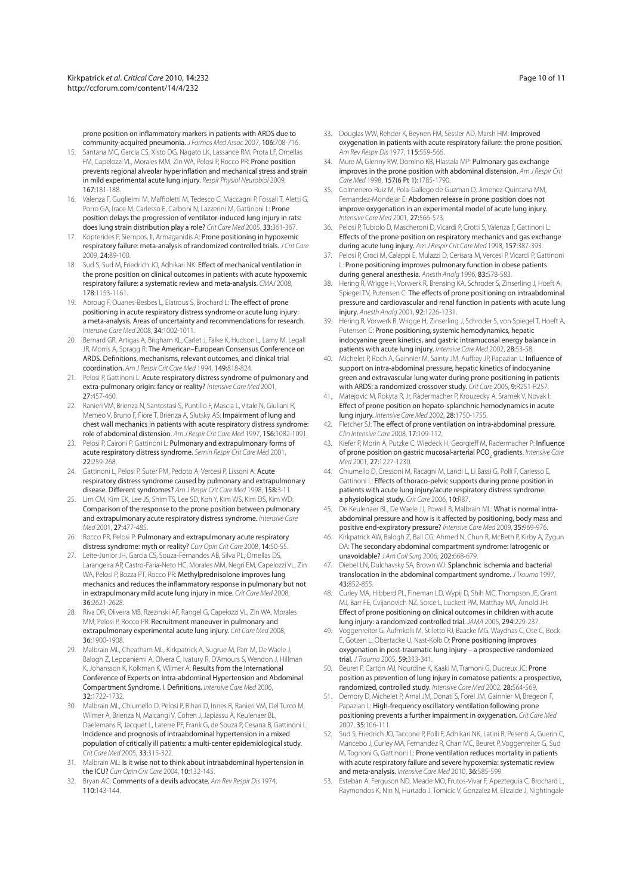prone position on inflammatory markers in patients with ARDS due to community-acquired pneumonia. *J Formos Med Assoc* 2007, **106:**708-716.

15. Santana MC, Garcia CS, Xisto DG, Nagato LK, Lassance RM, Prota LF, Ornellas FM, Capelozzi VL, Morales MM, Zin WA, Pelosi P, Rocco PR: **Prone position prevents regional alveolar hyperinflation and mechanical stress and strain in mild experimental acute lung injury.** *Respir Physiol Neurobiol* 2009, **167:**181-188.
16. Valenza F, Guglielmi M, Maffioletti M, Tedesco C, Maccagni P, Fossali T, Aletti G, Porro GA, Irace M, Carlesso E, Carboni N, Lazzerini M, Gattinoni L: **Prone position delays the progression of ventilator-induced lung injury in rats: does lung strain distribution play a role?** *Crit Care Med* 2005, **33:**361-367.
17. Kopterides P, Siempos, II, Armaganidis A: **Prone positioning in hypoxemic respiratory failure: meta-analysis of randomized controlled trials.** *J Crit Care* 2009, **24:**89-100.
18. Sud S, Sud M, Friedrich JO, Adhikari NK: **Effect of mechanical ventilation in the prone position on clinical outcomes in patients with acute hypoxemic respiratory failure: a systematic review and meta-analysis.** *CMAJ* 2008, **178:**1153-1161.
19. Abroug F, Ouanes-Besbes L, Elatrous S, Brochard L: **The effect of prone positioning in acute respiratory distress syndrome or acute lung injury: a meta-analysis. Areas of uncertainty and recommendations for research.** *Intensive Care Med* 2008, **34:**1002-1011.
20. Bernard GR, Artigas A, Brigham KL, Carlet J, Falke K, Hudson L, Lamy M, Legall JR, Morris A, Spragg R: **The American–European Consensus Conference on ARDS. Definitions, mechanisms, relevant outcomes, and clinical trial coordination.** *Am J Respir Crit Care Med* 1994, **149:**818-824.
21. Pelosi P, Gattinoni L: **Acute respiratory distress syndrome of pulmonary and extra-pulmonary origin: fancy or reality?** *Intensive Care Med* 2001, **27:**457-460.
22. Ranieri VM, Brienza N, Santostasi S, Puntillo F, Mascia L, Vitale N, Giuliani R, Memeo V, Bruno F, Fiore T, Brienza A, Slutsky AS: **Impairment of lung and chest wall mechanics in patients with acute respiratory distress syndrome: role of abdominal distension.** *Am J Respir Crit Care Med* 1997, **156:**1082-1091.
23. Pelosi P, Caironi P, Gattinoni L: **Pulmonary and extrapulmonary forms of acute respiratory distress syndrome.** *Semin Respir Crit Care Med* 2001, **22:**259-268.
24. Gattinoni L, Pelosi P, Suter PM, Pedoto A, Vercesi P, Lissoni A: **Acute respiratory distress syndrome caused by pulmonary and extrapulmonary disease. Different syndromes?** *Am J Respir Crit Care Med* 1998, **158:**3-11.
25. Lim CM, Kim EK, Lee JS, Shim TS, Lee SD, Koh Y, Kim WS, Kim DS, Kim WD: **Comparison of the response to the prone position between pulmonary and extrapulmonary acute respiratory distress syndrome.** *Intensive Care Med* 2001, **27:**477-485.
26. Rocco PR, Pelosi P: **Pulmonary and extrapulmonary acute respiratory distress syndrome: myth or reality?** *Curr Opin Crit Care* 2008, **14:**50-55.
27. Leite-Junior JH, Garcia CS, Souza-Fernandes AB, Silva PL, Ornellas DS, Larangeira AP, Castro-Faria-Neto HC, Morales MM, Negri EM, Capelozzi VL, Zin WA, Pelosi P, Bozza PT, Rocco PR: **Methylprednisolone improves lung mechanics and reduces the inflammatory response in pulmonary but not in extrapulmonary mild acute lung injury in mice.** *Crit Care Med* 2008, **36:**2621-2628.
28. Riva DR, Oliveira MB, Rzezinski AF, Rangel G, Capelozzi VL, Zin WA, Morales MM, Pelosi P, Rocco PR: **Recruitment maneuver in pulmonary and extrapulmonary experimental acute lung injury.** *Crit Care Med* 2008, **36:**1900-1908.
29. Malbrain ML, Cheatham ML, Kirkpatrick A, Sugrue M, Parr M, De Waele J, Balogh Z, Leppaniemi A, Olvera C, Ivatury R, D'Amours S, Wendon J, Hillman K, Johansson K, Kolkman K, Wilmer A: **Results from the International Conference of Experts on Intra-abdominal Hypertension and Abdominal Compartment Syndrome. I. Definitions.** *Intensive Care Med* 2006, **32:**1722-1732.
30. Malbrain ML, Chiumello D, Pelosi P, Bihari D, Innes R, Ranieri VM, Del Turco M, Wilmer A, Brienza N, Malcangi V, Cohen J, Japiassu A, Keulenaer BL, Daelemans R, Jacquet L, Laterre PF, Frank G, de Souza P, Cesana B, Gattinoni L: **Incidence and prognosis of intraabdominal hypertension in a mixed population of critically ill patients: a multi-center epidemiological study.** *Crit Care Med* 2005, **33:**315-322.
31. Malbrain ML: **Is it wise not to think about intraabdominal hypertension in the ICU?** *Curr Opin Crit Care* 2004, **10:**132-145.
32. Bryan AC: **Comments of a devils advocate.** *Am Rev Respir Dis* 1974, **110:**143-144.
33. Douglas WW, Rehder K, Beynen FM, Sessler AD, Marsh HM: **Improved oxygenation in patients with acute respiratory failure: the prone position.** *Am Rev Respir Dis* 1977, **115:**559-566.
34. Mure M, Glenny RW, Domino KB, Hlastala MP: **Pulmonary gas exchange improves in the prone position with abdominal distension.** *Am J Respir Crit Care Med* 1998, **157(6 Pt 1):**1785-1790.
35. Colmenero-Ruiz M, Pola-Gallego de Guzman D, Jimenez-Quintana MM, Fernandez-Mondejar E: **Abdomen release in prone position does not improve oxygenation in an experimental model of acute lung injury.** *Intensive Care Med* 2001, **27:**566-573.
36. Pelosi P, Tubiolo D, Mascheroni D, Vicardi P, Crotti S, Valenza F, Gattinoni L: **Effects of the prone position on respiratory mechanics and gas exchange during acute lung injury.** *Am J Respir Crit Care Med* 1998, **157:**387-393.
37. Pelosi P, Croci M, Calappi E, Mulazzi D, Cerisara M, Vercesi P, Vicardi P, Gattinoni L: **Prone positioning improves pulmonary function in obese patients during general anesthesia.** *Anesth Analg* 1996, **83:**578-583.
38. Hering R, Wrigge H, Vorwerk R, Brensing KA, Schroder S, Zinserling J, Hoeft A, Spiegel TV, Putensen C: **The effects of prone positioning on intraabdominal pressure and cardiovascular and renal function in patients with acute lung injury.** *Anesth Analg* 2001, **92:**1226-1231.
39. Hering R, Vorwerk R, Wrigge H, Zinserling J, Schroder S, von Spiegel T, Hoeft A, Putensen C: **Prone positioning, systemic hemodynamics, hepatic indocyanine green kinetics, and gastric intramucosal energy balance in patients with acute lung injury.** *Intensive Care Med* 2002, **28:**53-58.
40. Michelet P, Roch A, Gainnier M, Sainty JM, Auffray JP, Papazian L: **Influence of support on intra-abdominal pressure, hepatic kinetics of indocyanine green and extravascular lung water during prone positioning in patients with ARDS: a randomized crossover study.** *Crit Care* 2005, **9:**R251-R257.
41. Matejovic M, Rokyta R, Jr, Radermacher P, Krouzecky A, Sramek V, Novak I: **Effect of prone position on hepato-splanchnic hemodynamics in acute lung injury.** *Intensive Care Med* 2002, **28:**1750-1755.
42. Fletcher SJ: **The effect of prone ventilation on intra-abdominal pressure.** *Clin Intensive Care* 2008, **17:**109-112.
43. Kiefer P, Morin A, Putzke C, Wiedeck H, Georgieff M, Radermacher P: **Influence of prone position on gastric mucosal-arterial $PCO_2$ gradients.** *Intensive Care Med* 2001, **27:**1227-1230.
44. Chiumello D, Cressoni M, Racagni M, Landi L, Li Bassi G, Polli F, Carlesso E, Gattinoni L: **Effects of thoraco-pelvic supports during prone position in patients with acute lung injury/acute respiratory distress syndrome: a physiological study.** *Crit Care* 2006, **10:**R87.
45. De Keulenaer BL, De Waele JJ, Powell B, Malbrain ML: **What is normal intra-abdominal pressure and how is it affected by positioning, body mass and positive end-expiratory pressure?** *Intensive Care Med* 2009, **35:**969-976.
46. Kirkpatrick AW, Balogh Z, Ball CG, Ahmed N, Chun R, McBeth P, Kirby A, Zygun DA: **The secondary abdominal compartment syndrome: iatrogenic or unavoidable?** *J Am Coll Surg* 2006, **202:**668-679.
47. Diebel LN, Dulchavsky SA, Brown WJ: **Splanchnic ischemia and bacterial translocation in the abdominal compartment syndrome.** *J Trauma* 1997, **43:**852-855.
48. Curley MA, Hibberd PL, Fineman LD, Wypij D, Shih MC, Thompson JE, Grant MJ, Barr FE, Cvijanovich NZ, Sorce L, Luckett PM, Matthay MA, Arnold JH: **Effect of prone positioning on clinical outcomes in children with acute lung injury: a randomized controlled trial.** *JAMA* 2005, **294:**229-237.
49. Voggenreiter G, Aufmkolk M, Stiletto RJ, Baacke MG, Waydhas C, Ose C, Bock E, Gotzen L, Obertacke U, Nast-Kolb D: **Prone positioning improves oxygenation in post-traumatic lung injury – a prospective randomized trial.** *J Trauma* 2005, **59:**333-341.
50. Beuret P, Carton MJ, Nourdine K, Kaaki M, Tramoni G, Ducreux JC: **Prone position as prevention of lung injury in comatose patients: a prospective, randomized, controlled study.** *Intensive Care Med* 2002, **28:**564-569.
51. Demory D, Michelet P, Arnal JM, Donati S, Forel JM, Gainnier M, Bregeon F, Papazian L: **High-frequency oscillatory ventilation following prone positioning prevents a further impairment in oxygenation.** *Crit Care Med* 2007, **35:**106-111.
52. Sud S, Friedrich JO, Taccone P, Polli F, Adhikari NK, Latini R, Pesenti A, Guerin C, Mancebo J, Curley MA, Fernandez R, Chan MC, Beuret P, Voggenreiter G, Sud M, Tognoni G, Gattinoni L: **Prone ventilation reduces mortality in patients with acute respiratory failure and severe hypoxemia: systematic review and meta-analysis.** *Intensive Care Med* 2010, **36:**585-599.
53. Esteban A, Ferguson ND, Meade MO, Frutos-Vivar F, Apezteguia C, Brochard L, Raymondos K, Nin N, Hurtado J, Tomicic V, Gonzalez M, Elizalde J, Nightingale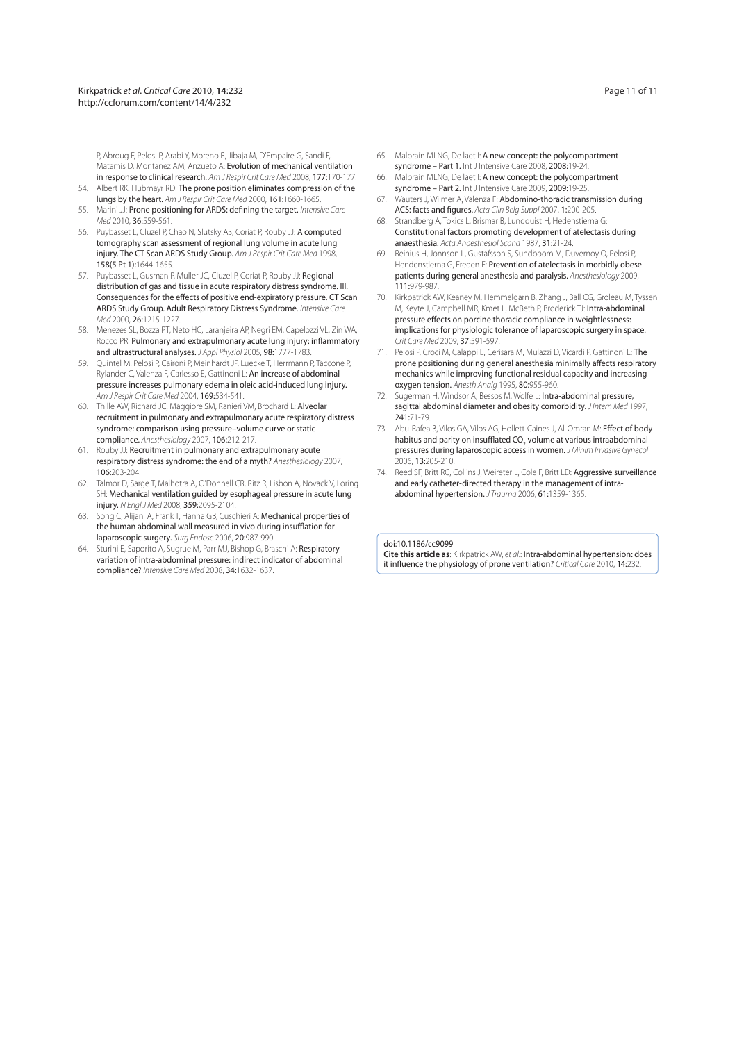P, Abroug F, Pelosi P, Arabi Y, Moreno R, Jibaja M, D'Empaire G, Sandi F, Matamis D, Montanez AM, Anzueto A: **Evolution of mechanical ventilation in response to clinical research.** *Am J Respir Crit Care Med* 2008, **177:**170-177.

54. Albert RK, Hubmayr RD: **The prone position eliminates compression of the lungs by the heart.** *Am J Respir Crit Care Med* 2000, **161:**1660-1665.
55. Marini JJ: **Prone positioning for ARDS: defining the target.** *Intensive Care Med* 2010, **36:**559-561.
56. Puybasset L, Cluzel P, Chao N, Slutsky AS, Coriat P, Rouby JJ: **A computed tomography scan assessment of regional lung volume in acute lung injury. The CT Scan ARDS Study Group.** *Am J Respir Crit Care Med* 1998, **158(5 Pt 1):**1644-1655.
57. Puybasset L, Gusman P, Muller JC, Cluzel P, Coriat P, Rouby JJ: **Regional distribution of gas and tissue in acute respiratory distress syndrome. III. Consequences for the effects of positive end-expiratory pressure. CT Scan ARDS Study Group. Adult Respiratory Distress Syndrome.** *Intensive Care Med* 2000, **26:**1215-1227.
58. Menezes SL, Bozza PT, Neto HC, Laranjeira AP, Negri EM, Capelozzi VL, Zin WA, Rocco PR: **Pulmonary and extrapulmonary acute lung injury: inflammatory and ultrastructural analyses.** *J Appl Physiol* 2005, **98:**1777-1783.
59. Quintel M, Pelosi P, Caironi P, Meinhardt JP, Luecke T, Herrmann P, Taccone P, Rylander C, Valenza F, Carlesso E, Gattinoni L: **An increase of abdominal pressure increases pulmonary edema in oleic acid-induced lung injury.** *Am J Respir Crit Care Med* 2004, **169:**534-541.
60. Thille AW, Richard JC, Maggiore SM, Ranieri VM, Brochard L: **Alveolar recruitment in pulmonary and extrapulmonary acute respiratory distress syndrome: comparison using pressure–volume curve or static compliance.** *Anesthesiology* 2007, **106:**212-217.
61. Rouby JJ: **Recruitment in pulmonary and extrapulmonary acute respiratory distress syndrome: the end of a myth?** *Anesthesiology* 2007, **106:**203-204.
62. Talmor D, Sarge T, Malhotra A, O'Donnell CR, Ritz R, Lisbon A, Novack V, Loring SH: **Mechanical ventilation guided by esophageal pressure in acute lung injury.** *N Engl J Med* 2008, **359:**2095-2104.
63. Song C, Alijani A, Frank T, Hanna GB, Cuschieri A: **Mechanical properties of the human abdominal wall measured in vivo during insufflation for laparoscopic surgery.** *Surg Endosc* 2006, **20:**987-990.
64. Sturini E, Saporito A, Sugrue M, Parr MJ, Bishop G, Braschi A: **Respiratory variation of intra-abdominal pressure: indirect indicator of abdominal compliance?** *Intensive Care Med* 2008, **34:**1632-1637.
65. Malbrain MLNG, De laet I: **A new concept: the polycompartment syndrome – Part 1.** Int J Intensive Care 2008, **2008:**19-24.
66. Malbrain MLNG, De laet I: **A new concept: the polycompartment syndrome – Part 2.** Int J Intensive Care 2009, **2009:**19-25.
67. Wauters J, Wilmer A, Valenza F: **Abdomino-thoracic transmission during ACS: facts and figures.** *Acta Clin Belg Suppl* 2007, **1:**200-205.
68. Strandberg A, Tokics L, Brismar B, Lundquist H, Hedenstierna G: **Constitutional factors promoting development of atelectasis during anaesthesia.** *Acta Anaesthesiol Scand* 1987, **31:**21-24.
69. Reinius H, Jonnson L, Gustafsson S, Sundboom M, Duvernoy O, Pelosi P, Hendenstierna G, Freden F: **Prevention of atelectasis in morbidly obese patients during general anesthesia and paralysis.** *Anesthesiology* 2009, **111:**979-987.
70. Kirkpatrick AW, Keaney M, Hemmelgarn B, Zhang J, Ball CG, Groleau M, Tyssen M, Keyte J, Campbell MR, Kmet L, McBeth P, Broderick TJ: **Intra-abdominal pressure effects on porcine thoracic compliance in weightlessness: implications for physiologic tolerance of laparoscopic surgery in space.** *Crit Care Med* 2009, **37:**591-597.
71. Pelosi P, Croci M, Calappi E, Cerisara M, Mulazzi D, Vicardi P, Gattinoni L: **The prone positioning during general anesthesia minimally affects respiratory mechanics while improving functional residual capacity and increasing oxygen tension.** *Anesth Analg* 1995, **80:**955-960.
72. Sugerman H, Windsor A, Bessos M, Wolfe L: **Intra-abdominal pressure, sagittal abdominal diameter and obesity comorbidity.** *J Intern Med* 1997, **241:**71-79.
73. Abu-Rafea B, Vilos GA, Vilos AG, Hollett-Caines J, Al-Omran M: **Effect of body habitus and parity on insufflated $CO_2$ volume at various intraabdominal pressures during laparoscopic access in women.** *J Minim Invasive Gynecol* 2006, **13:**205-210.
74. Reed SF, Britt RC, Collins J, Weireter L, Cole F, Britt LD: **Aggressive surveillance and early catheter-directed therapy in the management of intra-abdominal hypertension.** *J Trauma* 2006, **61:**1359-1365.

doi:10.1186/cc9099

**Cite this article as**: Kirkpatrick AW, *et al*.: **Intra-abdominal hypertension: does it influence the physiology of prone ventilation?** *Critical Care* 2010, **14:**232.